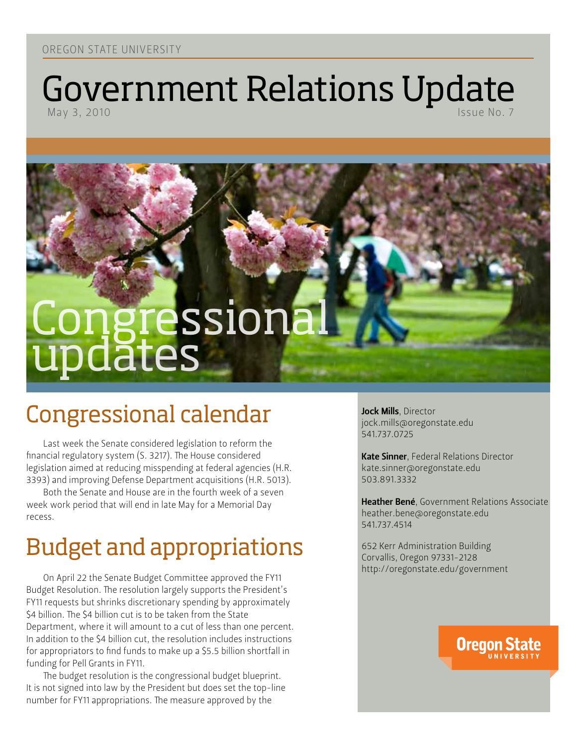OREGON STATE UNIVERSITY

# Government Relations Update

May 3, 2010

Issue No. 7

# Congressional updates

## Congressional calendar

Last week the Senate considered legislation to reform the financial regulatory system (S. 3217). The House considered legislation aimed at reducing misspending at federal agencies (H.R. 3393) and improving Defense Department acquisitions (H.R. 5013).

Both the Senate and House are in the fourth week of a seven week work period that will end in late May for a Memorial Day recess.

## Budget and appropriations

On April 22 the Senate Budget Committee approved the FY11 Budget Resolution. The resolution largely supports the President's FY11 requests but shrinks discretionary spending by approximately $4 billion. The $4 billion cut is to be taken from the State Department, where it will amount to a cut of less than one percent. In addition to the $4 billion cut, the resolution includes instructions for appropriators to find funds to make up a $5.5 billion shortfall in funding for Pell Grants in FY11.

The budget resolution is the congressional budget blueprint. It is not signed into law by the President but does set the top-line number for FY11 appropriations. The measure approved by the

**Jock Mills**, Director
jock.mills@oregonstate.edu
541.737.0725

**Kate Sinner**, Federal Relations Director
kate.sinner@oregonstate.edu
503.891.3332

**Heather Bené**, Government Relations Associate
heather.bene@oregonstate.edu
541.737.4514

652 Kerr Administration Building
Corvallis, Oregon 97331-2128
http://oregonstate.edu/government

Oregon State UNIVERSITY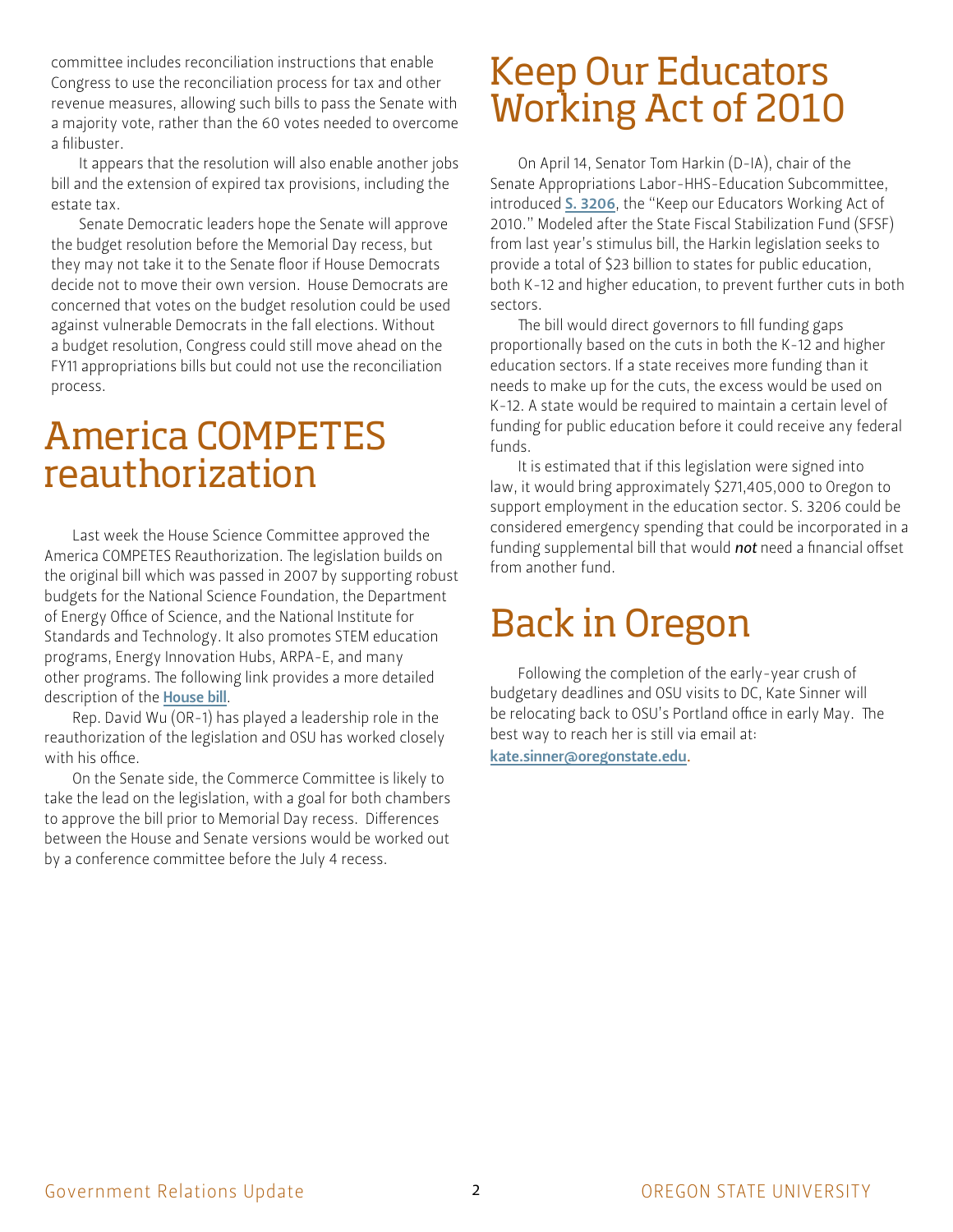committee includes reconciliation instructions that enable Congress to use the reconciliation process for tax and other revenue measures, allowing such bills to pass the Senate with a majority vote, rather than the 60 votes needed to overcome a filibuster.

It appears that the resolution will also enable another jobs bill and the extension of expired tax provisions, including the estate tax.

Senate Democratic leaders hope the Senate will approve the budget resolution before the Memorial Day recess, but they may not take it to the Senate floor if House Democrats decide not to move their own version. House Democrats are concerned that votes on the budget resolution could be used against vulnerable Democrats in the fall elections. Without a budget resolution, Congress could still move ahead on the FY11 appropriations bills but could not use the reconciliation process.

# America COMPETES reauthorization

Last week the House Science Committee approved the America COMPETES Reauthorization. The legislation builds on the original bill which was passed in 2007 by supporting robust budgets for the National Science Foundation, the Department of Energy Office of Science, and the National Institute for Standards and Technology. It also promotes STEM education programs, Energy Innovation Hubs, ARPA-E, and many other programs. The following link provides a more detailed description of the **House bill**.

Rep. David Wu (OR-1) has played a leadership role in the reauthorization of the legislation and OSU has worked closely with his office.

On the Senate side, the Commerce Committee is likely to take the lead on the legislation, with a goal for both chambers to approve the bill prior to Memorial Day recess. Differences between the House and Senate versions would be worked out by a conference committee before the July 4 recess.

# Keep Our Educators Working Act of 2010

On April 14, Senator Tom Harkin (D-IA), chair of the Senate Appropriations Labor-HHS-Education Subcommittee, introduced **S. 3206**, the "Keep our Educators Working Act of 2010." Modeled after the State Fiscal Stabilization Fund (SFSF) from last year's stimulus bill, the Harkin legislation seeks to provide a total of $23 billion to states for public education, both K-12 and higher education, to prevent further cuts in both sectors.

The bill would direct governors to fill funding gaps proportionally based on the cuts in both the K-12 and higher education sectors. If a state receives more funding than it needs to make up for the cuts, the excess would be used on K-12. A state would be required to maintain a certain level of funding for public education before it could receive any federal funds.

It is estimated that if this legislation were signed into law, it would bring approximately $271,405,000 to Oregon to support employment in the education sector. S. 3206 could be considered emergency spending that could be incorporated in a funding supplemental bill that would ***not*** need a financial offset from another fund.

# Back in Oregon

Following the completion of the early-year crush of budgetary deadlines and OSU visits to DC, Kate Sinner will be relocating back to OSU's Portland office in early May. The best way to reach her is still via email at: **kate.sinner@oregonstate.edu**.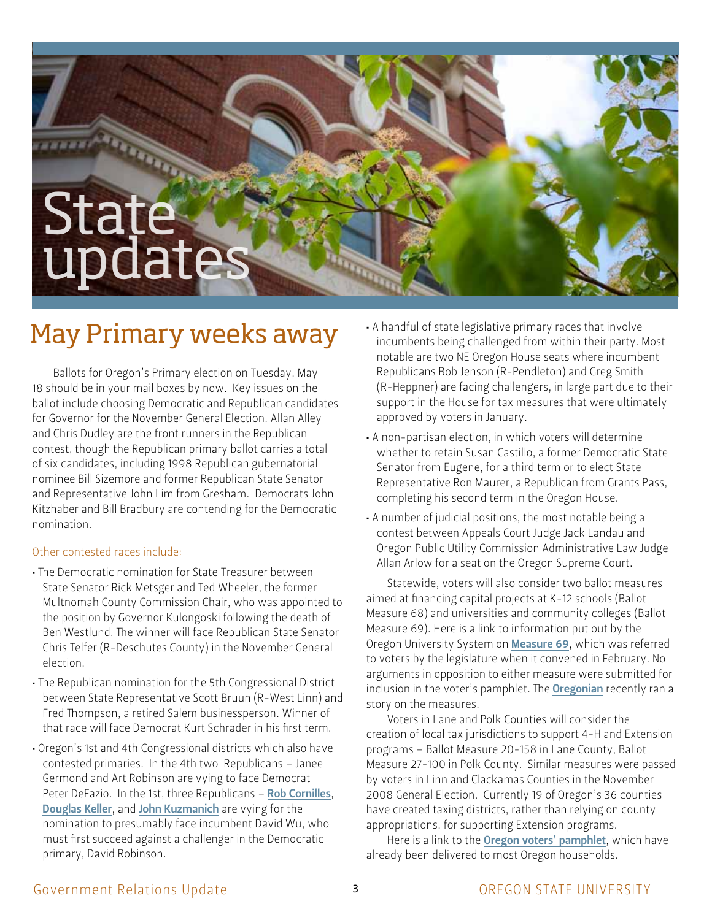# State updates

## May Primary weeks away

Ballots for Oregon's Primary election on Tuesday, May 18 should be in your mail boxes by now. Key issues on the ballot include choosing Democratic and Republican candidates for Governor for the November General Election. Allan Alley and Chris Dudley are the front runners in the Republican contest, though the Republican primary ballot carries a total of six candidates, including 1998 Republican gubernatorial nominee Bill Sizemore and former Republican State Senator and Representative John Lim from Gresham. Democrats John Kitzhaber and Bill Bradbury are contending for the Democratic nomination.

Other contested races include:

- The Democratic nomination for State Treasurer between State Senator Rick Metsger and Ted Wheeler, the former Multnomah County Commission Chair, who was appointed to the position by Governor Kulongoski following the death of Ben Westlund. The winner will face Republican State Senator Chris Telfer (R-Deschutes County) in the November General election.
- The Republican nomination for the 5th Congressional District between State Representative Scott Bruun (R-West Linn) and Fred Thompson, a retired Salem businessperson. Winner of that race will face Democrat Kurt Schrader in his first term.
- Oregon's 1st and 4th Congressional districts which also have contested primaries. In the 4th two Republicans – Janee Germond and Art Robinson are vying to face Democrat Peter DeFazio. In the 1st, three Republicans – **Rob Cornilles**, **Douglas Keller**, and **John Kuzmanich** are vying for the nomination to presumably face incumbent David Wu, who must first succeed against a challenger in the Democratic primary, David Robinson.
- A handful of state legislative primary races that involve incumbents being challenged from within their party. Most notable are two NE Oregon House seats where incumbent Republicans Bob Jenson (R-Pendleton) and Greg Smith (R-Heppner) are facing challengers, in large part due to their support in the House for tax measures that were ultimately approved by voters in January.
- A non-partisan election, in which voters will determine whether to retain Susan Castillo, a former Democratic State Senator from Eugene, for a third term or to elect State Representative Ron Maurer, a Republican from Grants Pass, completing his second term in the Oregon House.
- A number of judicial positions, the most notable being a contest between Appeals Court Judge Jack Landau and Oregon Public Utility Commission Administrative Law Judge Allan Arlow for a seat on the Oregon Supreme Court.

Statewide, voters will also consider two ballot measures aimed at financing capital projects at K-12 schools (Ballot Measure 68) and universities and community colleges (Ballot Measure 69). Here is a link to information put out by the Oregon University System on **Measure 69**, which was referred to voters by the legislature when it convened in February. No arguments in opposition to either measure were submitted for inclusion in the voter's pamphlet. The **Oregonian** recently ran a story on the measures.

Voters in Lane and Polk Counties will consider the creation of local tax jurisdictions to support 4-H and Extension programs – Ballot Measure 20-158 in Lane County, Ballot Measure 27-100 in Polk County. Similar measures were passed by voters in Linn and Clackamas Counties in the November 2008 General Election. Currently 19 of Oregon's 36 counties have created taxing districts, rather than relying on county appropriations, for supporting Extension programs.

Here is a link to the **Oregon voters' pamphlet**, which have already been delivered to most Oregon households.